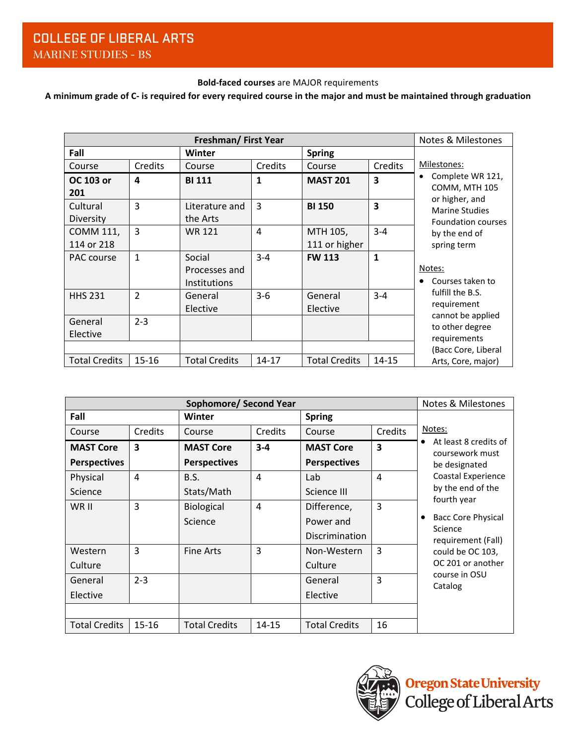# COLLEGE OF LIBERAL ARTS

## MARINE STUDIES - BS

**Bold-faced courses** are MAJOR requirements

**A minimum grade of C- is required for every required course in the major and must be maintained through graduation**

| Freshman/ First Year | | | | | | Notes & Milestones |
|---|---|---|---|---|---|---|
| **Fall** | | **Winter** | | **Spring** | | |
| Course | Credits | Course | Credits | Course | Credits | Milestones:<br>• Complete WR 121, COMM, MTH 105 or higher, and Marine Studies Foundation courses by the end of spring term<br><br>Notes:<br>• Courses taken to fulfill the B.S. requirement cannot be applied to other degree requirements (Bacc Core, Liberal Arts, Core, major) |
| **OC 103 or 201** | **4** | **BI 111** | **1** | **MAST 201** | **3** | |
| Cultural Diversity | 3 | Literature and the Arts | 3 | **BI 150** | **3** | |
| COMM 111, 114 or 218 | 3 | WR 121 | 4 | MTH 105, 111 or higher | 3-4 | |
| PAC course | 1 | Social Processes and Institutions | 3-4 | **FW 113** | **1** | |
| HHS 231 | 2 | General Elective | 3-6 | General Elective | 3-4 | |
| General Elective | 2-3 | | | | | |
| | | | | | | |
| Total Credits | 15-16 | Total Credits | 14-17 | Total Credits | 14-15 | |

| Sophomore/ Second Year | | | | | | Notes & Milestones |
|---|---|---|---|---|---|---|
| **Fall** | | **Winter** | | **Spring** | | |
| Course | Credits | Course | Credits | Course | Credits | Notes:<br>• At least 8 credits of coursework must be designated Coastal Experience by the end of the fourth year<br>• Bacc Core Physical Science requirement (Fall) could be OC 103, OC 201 or another course in OSU Catalog |
| **MAST Core Perspectives** | **3** | **MAST Core Perspectives** | **3-4** | **MAST Core Perspectives** | **3** | |
| Physical Science | 4 | B.S. Stats/Math | 4 | Lab Science III | 4 | |
| WR II | 3 | Biological Science | 4 | Difference, Power and Discrimination | 3 | |
| Western Culture | 3 | Fine Arts | 3 | Non-Western Culture | 3 | |
| General Elective | 2-3 | | | General Elective | 3 | |
| | | | | | | |
| Total Credits | 15-16 | Total Credits | 14-15 | Total Credits | 16 | |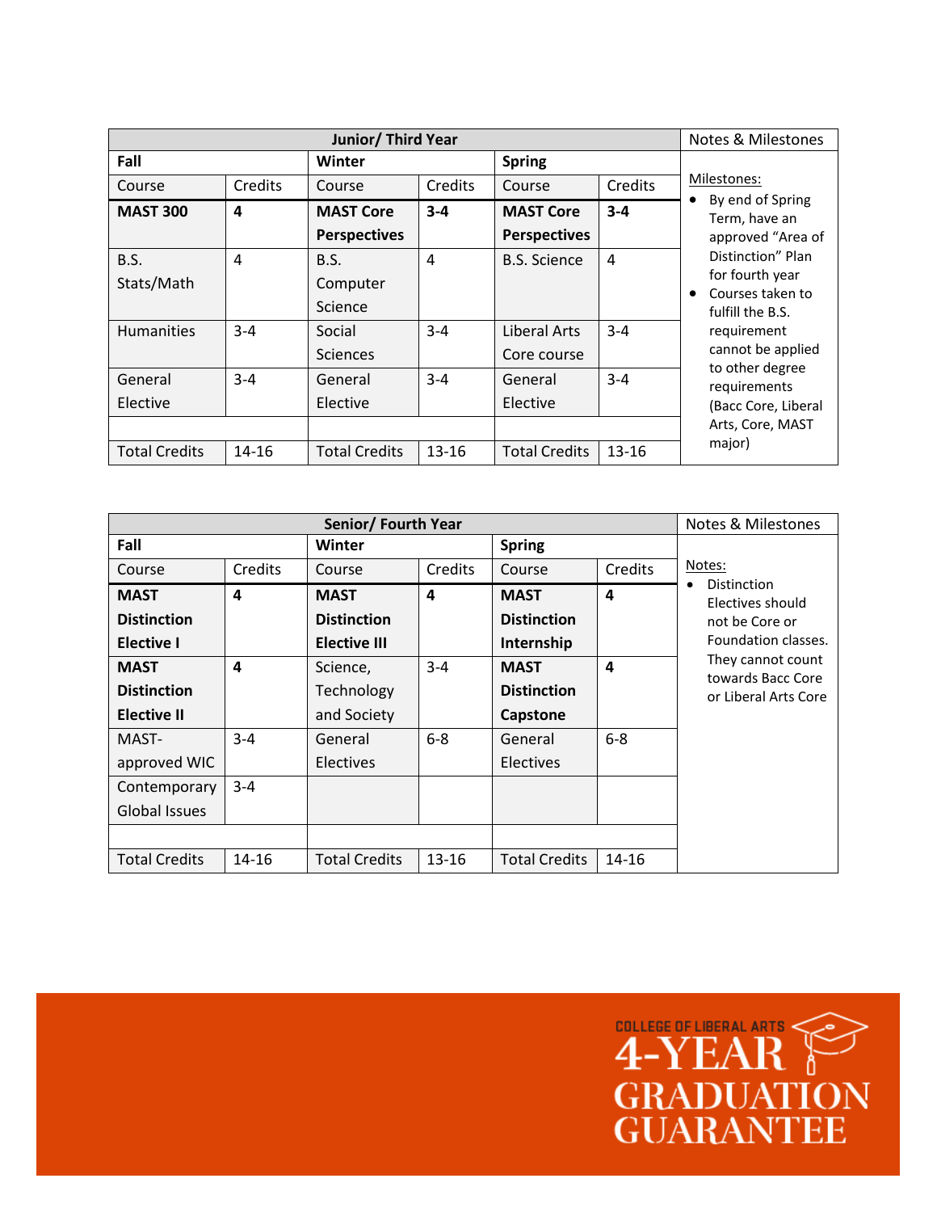| Junior/ Third Year | | | | | | Notes & Milestones |
|---|---|---|---|---|---|---|
| **Fall** | | **Winter** | | **Spring** | | |
| Course | Credits | Course | Credits | Course | Credits | Milestones:<br>• By end of Spring Term, have an approved "Area of Distinction" Plan for fourth year<br>• Courses taken to fulfill the B.S. requirement cannot be applied to other degree requirements (Bacc Core, Liberal Arts, Core, MAST major) |
| **MAST 300** | **4** | **MAST Core Perspectives** | **3-4** | **MAST Core Perspectives** | **3-4** | |
| B.S. Stats/Math | 4 | B.S. Computer Science | 4 | B.S. Science | 4 | |
| Humanities | 3-4 | Social Sciences | 3-4 | Liberal Arts Core course | 3-4 | |
| General Elective | 3-4 | General Elective | 3-4 | General Elective | 3-4 | |
| | | | | | | |
| Total Credits | 14-16 | Total Credits | 13-16 | Total Credits | 13-16 | |

| Senior/ Fourth Year | | | | | | Notes & Milestones |
|---|---|---|---|---|---|---|
| **Fall** | | **Winter** | | **Spring** | | |
| Course | Credits | Course | Credits | Course | Credits | Notes:<br>• Distinction Electives should not be Core or Foundation classes. They cannot count towards Bacc Core or Liberal Arts Core |
| **MAST Distinction Elective I** | **4** | **MAST Distinction Elective III** | **4** | **MAST Distinction Internship** | **4** | |
| **MAST Distinction Elective II** | **4** | Science, Technology and Society | 3-4 | **MAST Distinction Capstone** | **4** | |
| MAST-approved WIC | 3-4 | General Electives | 6-8 | General Electives | 6-8 | |
| Contemporary Global Issues | 3-4 | | | | | |
| | | | | | | |
| Total Credits | 14-16 | Total Credits | 13-16 | Total Credits | 14-16 | |

COLLEGE OF LIBERAL ARTS
4-YEAR GRADUATION GUARANTEE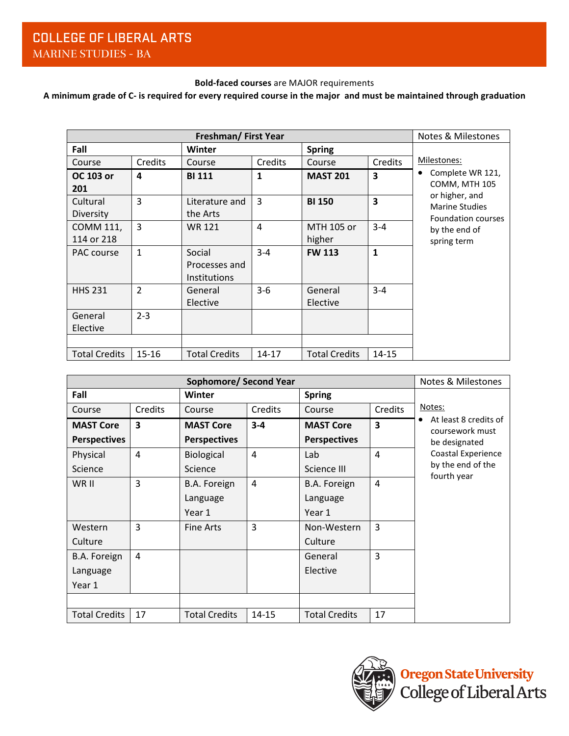# COLLEGE OF LIBERAL ARTS

## MARINE STUDIES - BA

**Bold-faced courses** are MAJOR requirements

**A minimum grade of C- is required for every required course in the major and must be maintained through graduation**

| Freshman/ First Year | | | | | | Notes & Milestones |
|---|---|---|---|---|---|---|
| **Fall** | | **Winter** | | **Spring** | | |
| Course | Credits | Course | Credits | Course | Credits | Milestones:<br>• Complete WR 121, COMM, MTH 105 or higher, and Marine Studies Foundation courses by the end of spring term |
| **OC 103 or 201** | **4** | **BI 111** | **1** | **MAST 201** | **3** | |
| Cultural Diversity | 3 | Literature and the Arts | 3 | **BI 150** | **3** | |
| COMM 111, 114 or 218 | 3 | WR 121 | 4 | MTH 105 or higher | 3-4 | |
| PAC course | 1 | Social Processes and Institutions | 3-4 | **FW 113** | **1** | |
| HHS 231 | 2 | General Elective | 3-6 | General Elective | 3-4 | |
| General Elective | 2-3 | | | | | |
| | | | | | | |
| Total Credits | 15-16 | Total Credits | 14-17 | Total Credits | 14-15 | |

| Sophomore/ Second Year | | | | | | Notes & Milestones |
|---|---|---|---|---|---|---|
| **Fall** | | **Winter** | | **Spring** | | |
| Course | Credits | Course | Credits | Course | Credits | Notes:<br>• At least 8 credits of coursework must be designated Coastal Experience by the end of the fourth year |
| **MAST Core Perspectives** | **3** | **MAST Core Perspectives** | **3-4** | **MAST Core Perspectives** | **3** | |
| Physical Science | 4 | Biological Science | 4 | Lab Science III | 4 | |
| WR II | 3 | B.A. Foreign Language Year 1 | 4 | B.A. Foreign Language Year 1 | 4 | |
| Western Culture | 3 | Fine Arts | 3 | Non-Western Culture | 3 | |
| B.A. Foreign Language Year 1 | 4 | | | General Elective | 3 | |
| | | | | | | |
| Total Credits | 17 | Total Credits | 14-15 | Total Credits | 17 | |

Oregon State University College of Liberal Arts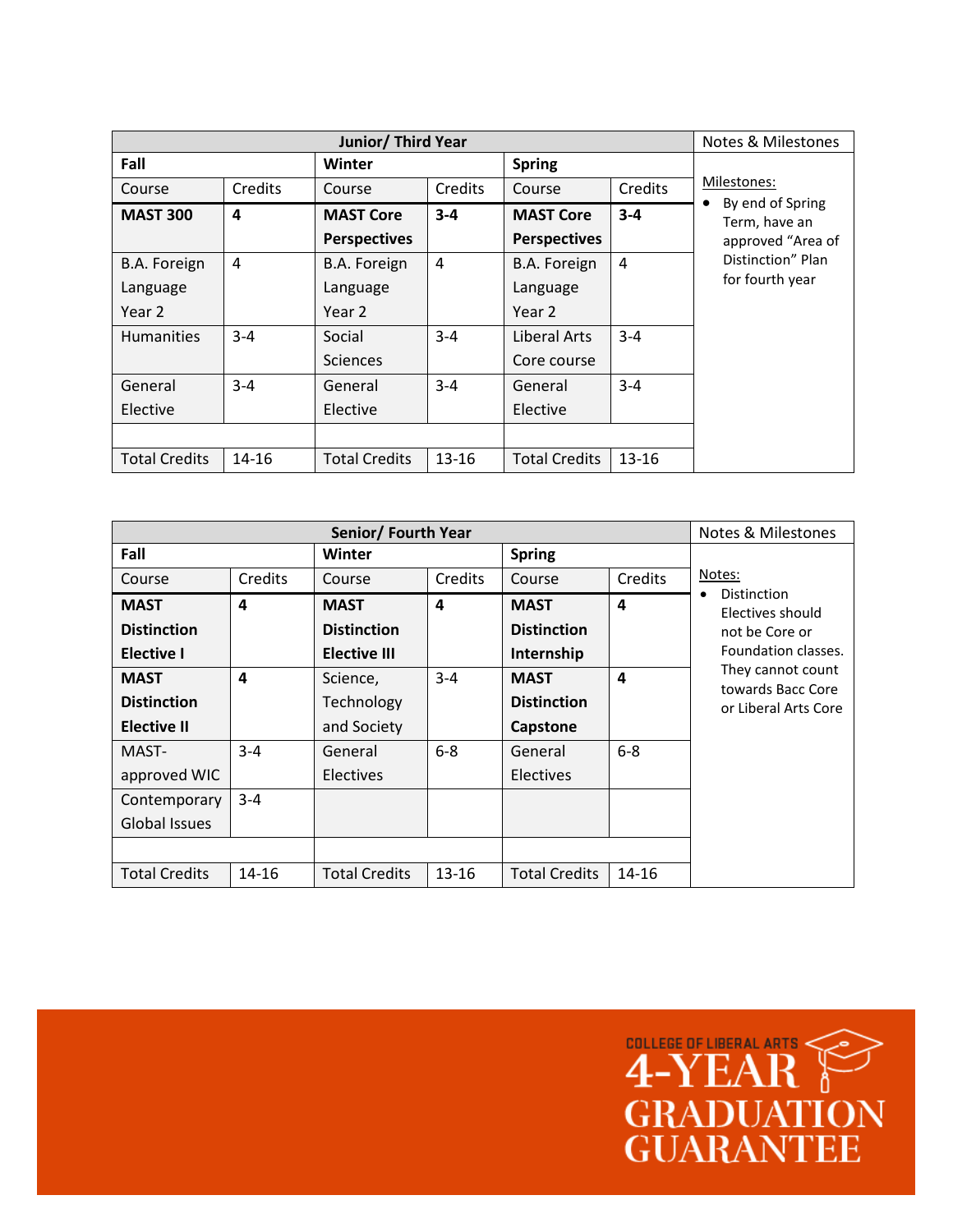| Junior/ Third Year | | | | | | Notes & Milestones |
|---|---|---|---|---|---|---|
| **Fall** | | **Winter** | | **Spring** | | Milestones:<br>• By end of Spring Term, have an approved "Area of Distinction" Plan for fourth year |
| Course | Credits | Course | Credits | Course | Credits | |
| **MAST 300** | **4** | **MAST Core Perspectives** | **3-4** | **MAST Core Perspectives** | **3-4** | |
| B.A. Foreign Language Year 2 | 4 | B.A. Foreign Language Year 2 | 4 | B.A. Foreign Language Year 2 | 4 | |
| Humanities | 3-4 | Social Sciences | 3-4 | Liberal Arts Core course | 3-4 | |
| General Elective | 3-4 | General Elective | 3-4 | General Elective | 3-4 | |
| | | | | | | |
| Total Credits | 14-16 | Total Credits | 13-16 | Total Credits | 13-16 | |

| Senior/ Fourth Year | | | | | | Notes & Milestones |
|---|---|---|---|---|---|---|
| **Fall** | | **Winter** | | **Spring** | | Notes:<br>• Distinction Electives should not be Core or Foundation classes. They cannot count towards Bacc Core or Liberal Arts Core |
| Course | Credits | Course | Credits | Course | Credits | |
| **MAST Distinction Elective I** | **4** | **MAST Distinction Elective III** | **4** | **MAST Distinction Internship** | **4** | |
| **MAST Distinction Elective II** | **4** | Science, Technology and Society | 3-4 | **MAST Distinction Capstone** | **4** | |
| MAST-approved WIC | 3-4 | General Electives | 6-8 | General Electives | 6-8 | |
| Contemporary Global Issues | 3-4 | | | | | |
| | | | | | | |
| Total Credits | 14-16 | Total Credits | 13-16 | Total Credits | 14-16 | |

COLLEGE OF LIBERAL ARTS
4-YEAR GRADUATION GUARANTEE